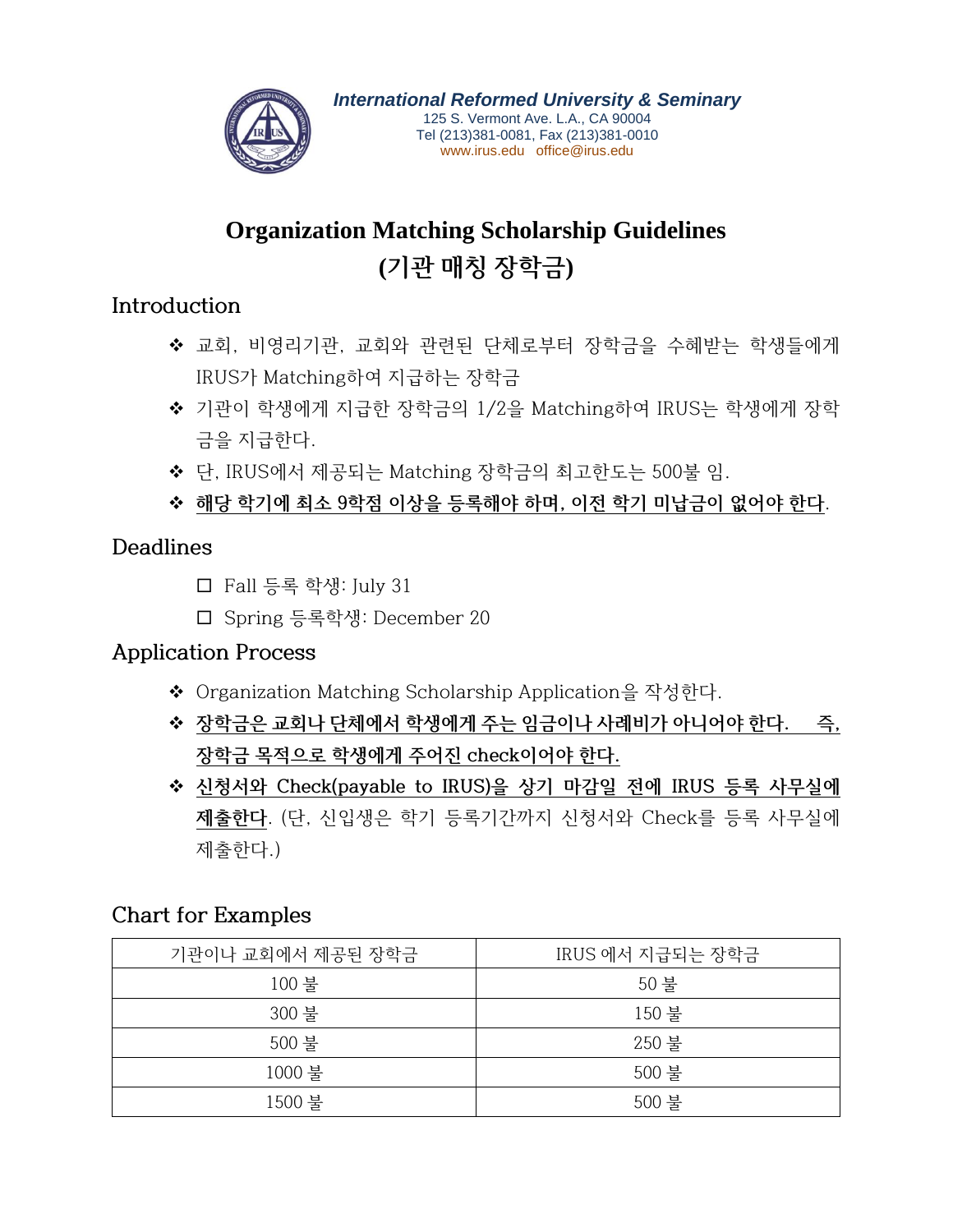**International Reformed University & Seminary**
125 S. Vermont Ave. L.A., CA 90004
Tel (213)381-0081, Fax (213)381-0010
www.irus.edu office@irus.edu

# Organization Matching Scholarship Guidelines
# (기관 매칭 장학금)

## Introduction

- 교회, 비영리기관, 교회와 관련된 단체로부터 장학금을 수혜받는 학생들에게 IRUS가 Matching하여 지급하는 장학금
- 기관이 학생에게 지급한 장학금의 1/2을 Matching하여 IRUS는 학생에게 장학금을 지급한다.
- 단, IRUS에서 제공되는 Matching 장학금의 최고한도는 500불 임.
- **해당 학기에 최소 9학점 이상을 등록해야 하며, 이전 학기 미납금이 없어야 한다**.

## Deadlines

- ☐ Fall 등록 학생: July 31
- ☐ Spring 등록학생: December 20

## Application Process

- Organization Matching Scholarship Application을 작성한다.
- **장학금은 교회나 단체에서 학생에게 주는 임금이나 사례비가 아니어야 한다. 즉, 장학금 목적으로 학생에게 주어진 check이어야 한다.**
- **신청서와 Check(payable to IRUS)을 상기 마감일 전에 IRUS 등록 사무실에 제출한다**. (단, 신입생은 학기 등록기간까지 신청서와 Check를 등록 사무실에 제출한다.)

## Chart for Examples

| 기관이나 교회에서 제공된 장학금 | IRUS 에서 지급되는 장학금 |
|---|---|
| 100 불 | 50 불 |
| 300 불 | 150 불 |
| 500 불 | 250 불 |
| 1000 불 | 500 불 |
| 1500 불 | 500 불 |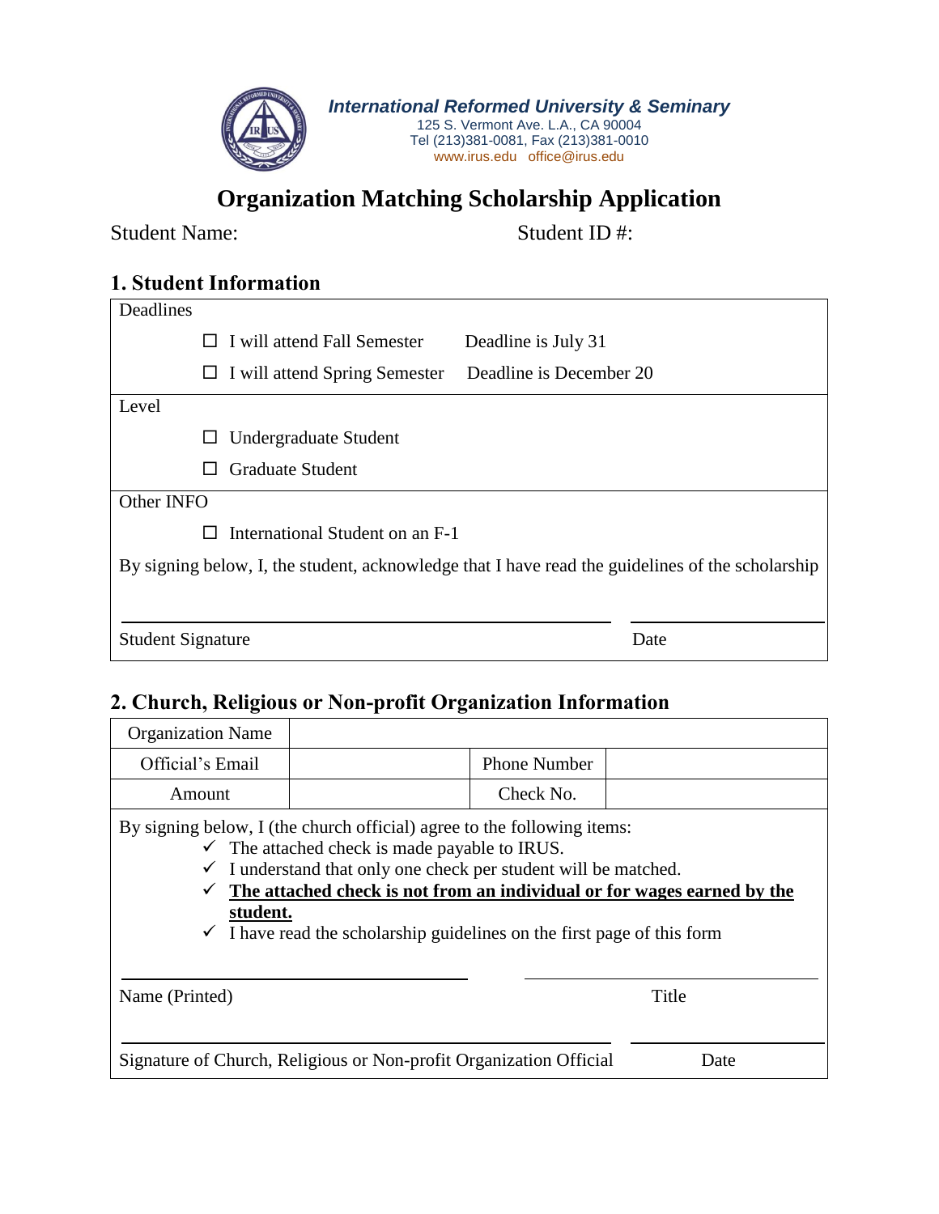**International Reformed University & Seminary**
125 S. Vermont Ave. L.A., CA 90004
Tel (213)381-0081, Fax (213)381-0010
www.irus.edu office@irus.edu

# Organization Matching Scholarship Application

Student Name: Student ID #:

## 1. Student Information

Deadlines

- ☐ I will attend Fall Semester Deadline is July 31
- ☐ I will attend Spring Semester Deadline is December 20

Level

- ☐ Undergraduate Student
- ☐ Graduate Student

Other INFO

- ☐ International Student on an F-1

By signing below, I, the student, acknowledge that I have read the guidelines of the scholarship

\_\_\_\_\_\_\_\_\_\_\_\_\_\_\_\_\_\_\_\_\_\_\_\_\_\_\_\_\_\_\_\_\_\_\_\_\_\_\_\_ \_\_\_\_\_\_\_\_\_\_\_\_\_\_\_\_
Student Signature Date

## 2. Church, Religious or Non-profit Organization Information

| Organization Name | | | |
|---|---|---|---|
| Official's Email | | Phone Number | |
| Amount | | Check No. | |

By signing below, I (the church official) agree to the following items:

- ✓ The attached check is made payable to IRUS.
- ✓ I understand that only one check per student will be matched.
- ✓ <u>**The attached check is not from an individual or for wages earned by the student.**</u>
- ✓ I have read the scholarship guidelines on the first page of this form

\_\_\_\_\_\_\_\_\_\_\_\_\_\_\_\_\_\_\_\_\_\_\_\_\_\_\_\_\_\_\_\_ \_\_\_\_\_\_\_\_\_\_\_\_\_\_\_\_\_\_\_\_\_\_\_\_\_\_\_\_
Name (Printed) Title

\_\_\_\_\_\_\_\_\_\_\_\_\_\_\_\_\_\_\_\_\_\_\_\_\_\_\_\_\_\_\_\_\_\_\_\_\_\_\_\_ \_\_\_\_\_\_\_\_\_\_\_\_\_\_\_\_
Signature of Church, Religious or Non-profit Organization Official Date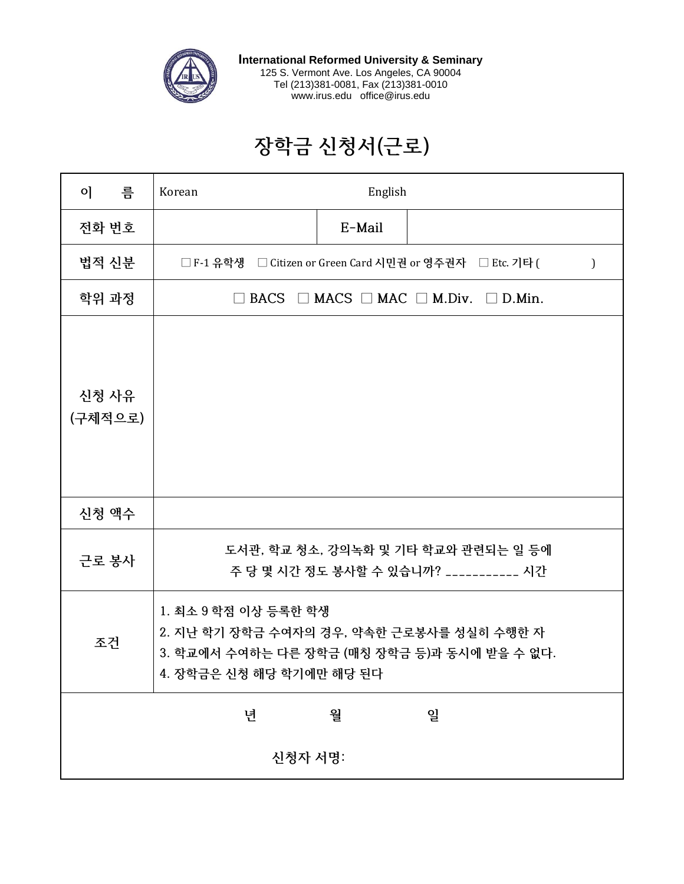**International Reformed University & Seminary**
125 S. Vermont Ave. Los Angeles, CA 90004
Tel (213)381-0081, Fax (213)381-0010
www.irus.edu office@irus.edu

# 장학금 신청서(근로)

| | | | |
|---|---|---|---|
| 이 름 | Korean | English | |
| 전화 번호 | | E-Mail | |
| 법적 신분 | ☐ F-1 유학생 ☐ Citizen or Green Card 시민권 or 영주권자 ☐ Etc. 기타 ( ) | | |
| 학위 과정 | ☐ BACS ☐ MACS ☐ MAC ☐ M.Div. ☐ D.Min. | | |
| 신청 사유 (구체적으로) | | | |
| 신청 액수 | | | |
| 근로 봉사 | 도서관, 학교 청소, 강의녹화 및 기타 학교와 관련되는 일 등에 주 당 몇 시간 정도 봉사할 수 있습니까? ___________ 시간 | | |
| 조건 | 1. 최소 9 학점 이상 등록한 학생<br>2. 지난 학기 장학금 수여자의 경우, 약속한 근로봉사를 성실히 수행한 자<br>3. 학교에서 수여하는 다른 장학금 (매칭 장학금 등)과 동시에 받을 수 없다.<br>4. 장학금은 신청 해당 학기에만 해당 된다 | | |

년 월 일

신청자 서명: